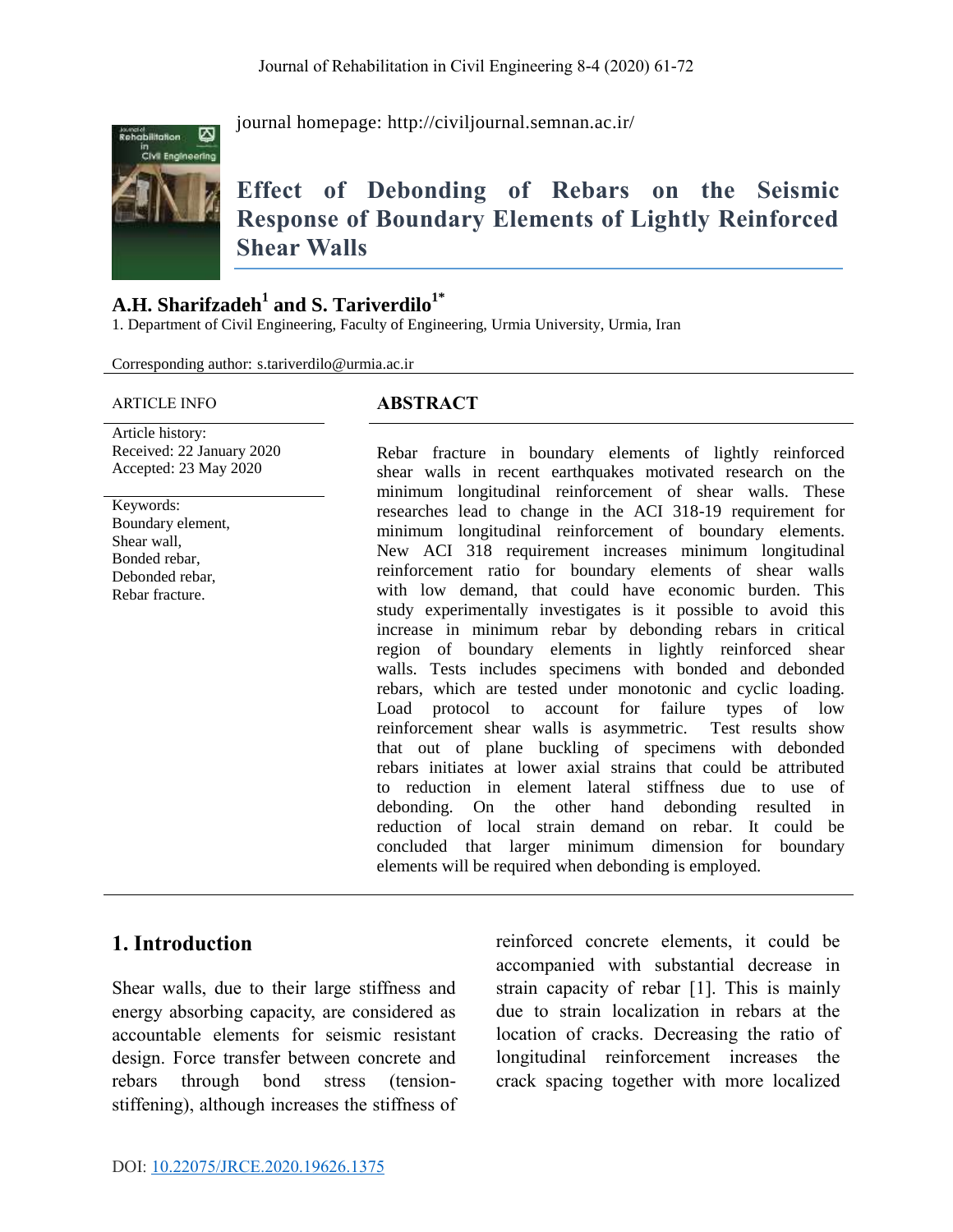journal homepage: http://civiljournal.semnan.ac.ir/

# Effect of Debonding of Rebars on the Seismic Response of Boundary Elements of Lightly Reinforced Shear Walls

**A.H. Sharifzadeh[1] and S. Tariverdilo[1*]**

1. Department of Civil Engineering, Faculty of Engineering, Urmia University, Urmia, Iran

Corresponding author: s.tariverdilo@urmia.ac.ir

ARTICLE INFO

Article history:
Received: 22 January 2020
Accepted: 23 May 2020

Keywords:
Boundary element,
Shear wall,
Bonded rebar,
Debonded rebar,
Rebar fracture.

## ABSTRACT

Rebar fracture in boundary elements of lightly reinforced shear walls in recent earthquakes motivated research on the minimum longitudinal reinforcement of shear walls. These researches lead to change in the ACI 318-19 requirement for minimum longitudinal reinforcement of boundary elements. New ACI 318 requirement increases minimum longitudinal reinforcement ratio for boundary elements of shear walls with low demand, that could have economic burden. This study experimentally investigates is it possible to avoid this increase in minimum rebar by debonding rebars in critical region of boundary elements in lightly reinforced shear walls. Tests includes specimens with bonded and debonded rebars, which are tested under monotonic and cyclic loading. Load protocol to account for failure types of low reinforcement shear walls is asymmetric. Test results show that out of plane buckling of specimens with debonded rebars initiates at lower axial strains that could be attributed to reduction in element lateral stiffness due to use of debonding. On the other hand debonding resulted in reduction of local strain demand on rebar. It could be concluded that larger minimum dimension for boundary elements will be required when debonding is employed.

## 1. Introduction

Shear walls, due to their large stiffness and energy absorbing capacity, are considered as accountable elements for seismic resistant design. Force transfer between concrete and rebars through bond stress (tension-stiffening), although increases the stiffness of reinforced concrete elements, it could be accompanied with substantial decrease in strain capacity of rebar [1]. This is mainly due to strain localization in rebars at the location of cracks. Decreasing the ratio of longitudinal reinforcement increases the crack spacing together with more localized

DOI: 10.22075/JRCE.2020.19626.1375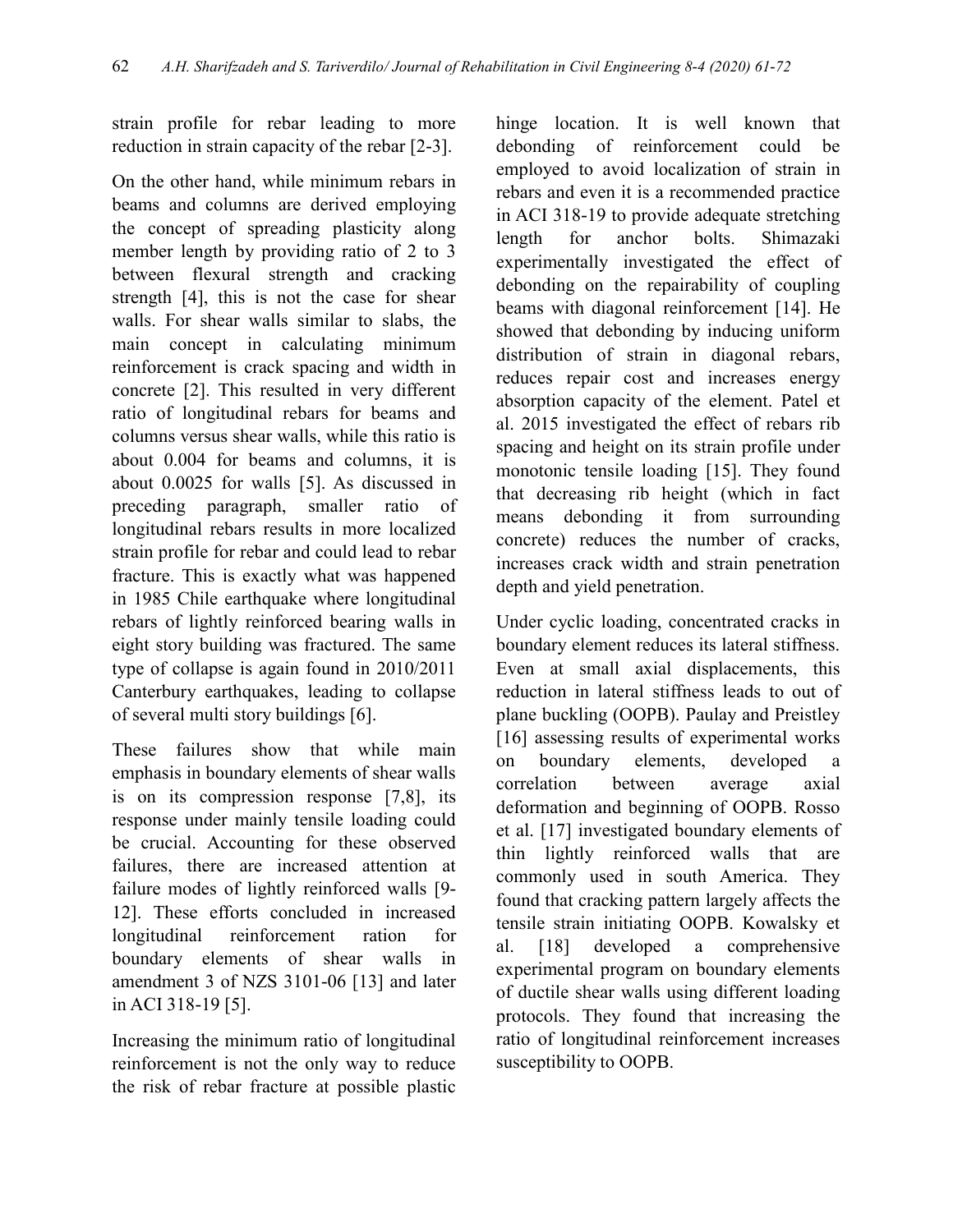strain profile for rebar leading to more reduction in strain capacity of the rebar [2-3].

On the other hand, while minimum rebars in beams and columns are derived employing the concept of spreading plasticity along member length by providing ratio of 2 to 3 between flexural strength and cracking strength [4], this is not the case for shear walls. For shear walls similar to slabs, the main concept in calculating minimum reinforcement is crack spacing and width in concrete [2]. This resulted in very different ratio of longitudinal rebars for beams and columns versus shear walls, while this ratio is about 0.004 for beams and columns, it is about 0.0025 for walls [5]. As discussed in preceding paragraph, smaller ratio of longitudinal rebars results in more localized strain profile for rebar and could lead to rebar fracture. This is exactly what was happened in 1985 Chile earthquake where longitudinal rebars of lightly reinforced bearing walls in eight story building was fractured. The same type of collapse is again found in 2010/2011 Canterbury earthquakes, leading to collapse of several multi story buildings [6].

These failures show that while main emphasis in boundary elements of shear walls is on its compression response [7,8], its response under mainly tensile loading could be crucial. Accounting for these observed failures, there are increased attention at failure modes of lightly reinforced walls [9-12]. These efforts concluded in increased longitudinal reinforcement ration for boundary elements of shear walls in amendment 3 of NZS 3101-06 [13] and later in ACI 318-19 [5].

Increasing the minimum ratio of longitudinal reinforcement is not the only way to reduce the risk of rebar fracture at possible plastic hinge location. It is well known that debonding of reinforcement could be employed to avoid localization of strain in rebars and even it is a recommended practice in ACI 318-19 to provide adequate stretching length for anchor bolts. Shimazaki experimentally investigated the effect of debonding on the repairability of coupling beams with diagonal reinforcement [14]. He showed that debonding by inducing uniform distribution of strain in diagonal rebars, reduces repair cost and increases energy absorption capacity of the element. Patel et al. 2015 investigated the effect of rebars rib spacing and height on its strain profile under monotonic tensile loading [15]. They found that decreasing rib height (which in fact means debonding it from surrounding concrete) reduces the number of cracks, increases crack width and strain penetration depth and yield penetration.

Under cyclic loading, concentrated cracks in boundary element reduces its lateral stiffness. Even at small axial displacements, this reduction in lateral stiffness leads to out of plane buckling (OOPB). Paulay and Preistley [16] assessing results of experimental works on boundary elements, developed a correlation between average axial deformation and beginning of OOPB. Rosso et al. [17] investigated boundary elements of thin lightly reinforced walls that are commonly used in south America. They found that cracking pattern largely affects the tensile strain initiating OOPB. Kowalsky et al. [18] developed a comprehensive experimental program on boundary elements of ductile shear walls using different loading protocols. They found that increasing the ratio of longitudinal reinforcement increases susceptibility to OOPB.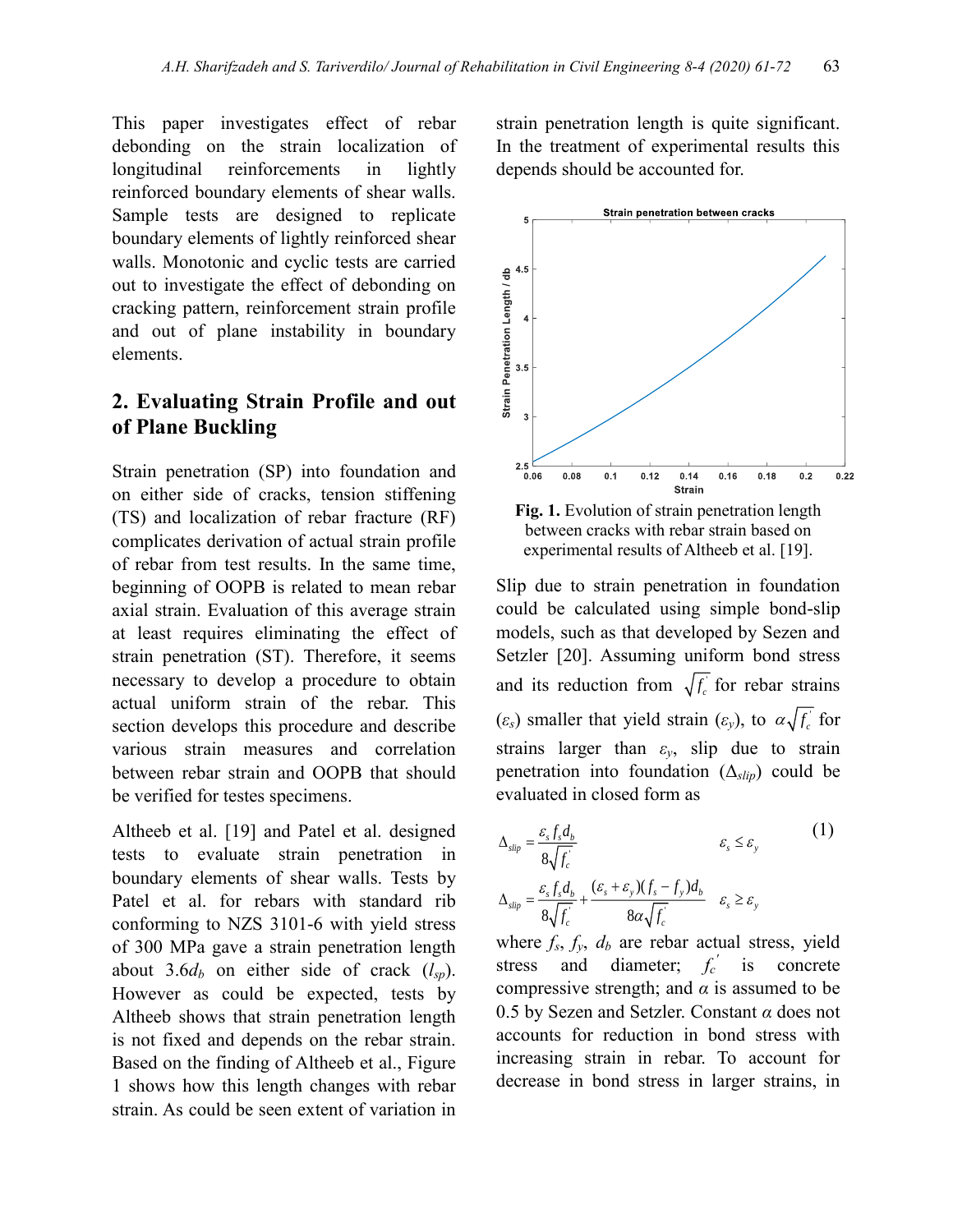This paper investigates effect of rebar debonding on the strain localization of longitudinal reinforcements in lightly reinforced boundary elements of shear walls. Sample tests are designed to replicate boundary elements of lightly reinforced shear walls. Monotonic and cyclic tests are carried out to investigate the effect of debonding on cracking pattern, reinforcement strain profile and out of plane instability in boundary elements.

## 2. Evaluating Strain Profile and out of Plane Buckling

Strain penetration (SP) into foundation and on either side of cracks, tension stiffening (TS) and localization of rebar fracture (RF) complicates derivation of actual strain profile of rebar from test results. In the same time, beginning of OOPB is related to mean rebar axial strain. Evaluation of this average strain at least requires eliminating the effect of strain penetration (ST). Therefore, it seems necessary to develop a procedure to obtain actual uniform strain of the rebar. This section develops this procedure and describe various strain measures and correlation between rebar strain and OOPB that should be verified for testes specimens.

Altheeb et al. [19] and Patel et al. designed tests to evaluate strain penetration in boundary elements of shear walls. Tests by Patel et al. for rebars with standard rib conforming to NZS 3101-6 with yield stress of 300 MPa gave a strain penetration length about $3.6d_b$ on either side of crack ($l_{sp}$). However as could be expected, tests by Altheeb shows that strain penetration length is not fixed and depends on the rebar strain. Based on the finding of Altheeb et al., Figure 1 shows how this length changes with rebar strain. As could be seen extent of variation in strain penetration length is quite significant. In the treatment of experimental results this depends should be accounted for.

**Fig. 1.** Evolution of strain penetration length between cracks with rebar strain based on experimental results of Altheeb et al. [19].

Slip due to strain penetration in foundation could be calculated using simple bond-slip models, such as that developed by Sezen and Setzler [20]. Assuming uniform bond stress and its reduction from $\sqrt{f_c'}$ for rebar strains ($\varepsilon_s$) smaller that yield strain ($\varepsilon_y$), to $\alpha\sqrt{f_c'}$ for strains larger than $\varepsilon_y$, slip due to strain penetration into foundation ($\Delta_{slip}$) could be evaluated in closed form as

$$\Delta_{slip} = \frac{\varepsilon_s f_s d_b}{8\sqrt{f_c'}} \qquad \varepsilon_s \le \varepsilon_y \tag{1}$$

$$\Delta_{slip} = \frac{\varepsilon_s f_s d_b}{8\sqrt{f_c'}} + \frac{(\varepsilon_s + \varepsilon_y)(f_s - f_y)d_b}{8\alpha\sqrt{f_c'}} \qquad \varepsilon_s \ge \varepsilon_y$$

where $f_s$, $f_y$, $d_b$ are rebar actual stress, yield stress and diameter; $f_c'$ is concrete compressive strength; and $\alpha$ is assumed to be 0.5 by Sezen and Setzler. Constant $\alpha$ does not accounts for reduction in bond stress with increasing strain in rebar. To account for decrease in bond stress in larger strains, in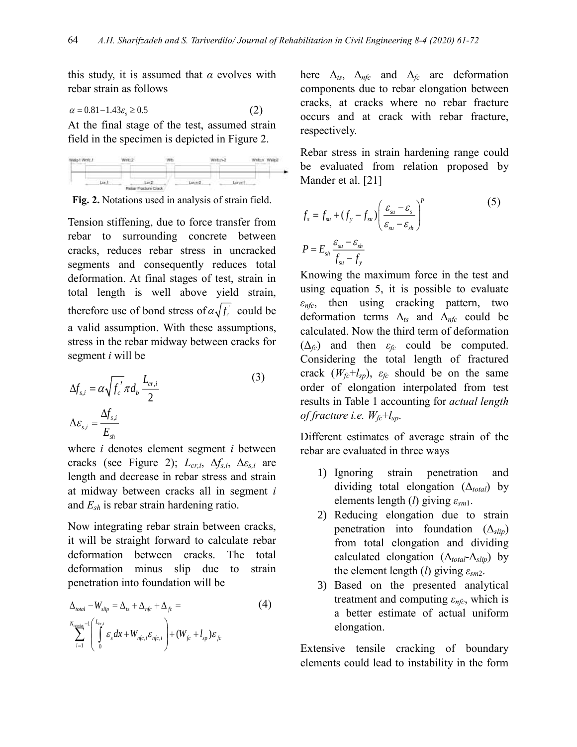this study, it is assumed that $\alpha$ evolves with rebar strain as follows

$$\alpha = 0.81 - 1.43\varepsilon_s \geq 0.5 \tag{2}$$

At the final stage of the test, assumed strain field in the specimen is depicted in Figure 2.

**Fig. 2.** Notations used in analysis of strain field.

Tension stiffening, due to force transfer from rebar to surrounding concrete between cracks, reduces rebar stress in uncracked segments and consequently reduces total deformation. At final stages of test, strain in total length is well above yield strain, therefore use of bond stress of $\alpha\sqrt{f_c'}$ could be a valid assumption. With these assumptions, stress in the rebar midway between cracks for segment $i$ will be

$$\Delta f_{s,i} = \alpha\sqrt{f_c'}\,\pi d_b \frac{L_{cr,i}}{2} \tag{3}$$

$$\Delta\varepsilon_{s,i} = \frac{\Delta f_{s,i}}{E_{sh}}$$

where $i$ denotes element segment $i$ between cracks (see Figure 2); $L_{cr,i}$, $\Delta f_{s,i}$, $\Delta\varepsilon_{s,i}$ are length and decrease in rebar stress and strain at midway between cracks all in segment $i$ and $E_{sh}$ is rebar strain hardening ratio.

Now integrating rebar strain between cracks, it will be straight forward to calculate rebar deformation between cracks. The total deformation minus slip due to strain penetration into foundation will be

$$\Delta_{total} - W_{slip} = \Delta_{ts} + \Delta_{nfc} + \Delta_{fc} = \sum_{i=1}^{N_{cracks}-1}\left(\int_0^{L_{cr,i}} \varepsilon_s dx + W_{nfc,i}\varepsilon_{nfc,i}\right) + (W_{fc} + l_{sp})\varepsilon_{fc} \tag{4}$$

here $\Delta_{ts}$, $\Delta_{nfc}$ and $\Delta_{fc}$ are deformation components due to rebar elongation between cracks, at cracks where no rebar fracture occurs and at crack with rebar fracture, respectively.

Rebar stress in strain hardening range could be evaluated from relation proposed by Mander et al. [21]

$$f_s = f_{su} + (f_y - f_{su})\left(\frac{\varepsilon_{su} - \varepsilon_s}{\varepsilon_{su} - \varepsilon_{sh}}\right)^P \tag{5}$$

$$P = E_{sh}\frac{\varepsilon_{su} - \varepsilon_{sh}}{f_{su} - f_y}$$

Knowing the maximum force in the test and using equation 5, it is possible to evaluate $\varepsilon_{nfc}$, then using cracking pattern, two deformation terms $\Delta_{ts}$ and $\Delta_{nfc}$ could be calculated. Now the third term of deformation ($\Delta_{fc}$) and then $\varepsilon_{fc}$ could be computed. Considering the total length of fractured crack ($W_{fc}$+$l_{sp}$), $\varepsilon_{fc}$ should be on the same order of elongation interpolated from test results in Table 1 accounting for *actual length of fracture i.e.* $W_{fc}$+$l_{sp}$.

Different estimates of average strain of the rebar are evaluated in three ways

1) Ignoring strain penetration and dividing total elongation ($\Delta_{total}$) by elements length ($l$) giving $\varepsilon_{sm1}$.
2) Reducing elongation due to strain penetration into foundation ($\Delta_{slip}$) from total elongation and dividing calculated elongation ($\Delta_{total}$-$\Delta_{slip}$) by the element length ($l$) giving $\varepsilon_{sm2}$.
3) Based on the presented analytical treatment and computing $\varepsilon_{nfc}$, which is a better estimate of actual uniform elongation.

Extensive tensile cracking of boundary elements could lead to instability in the form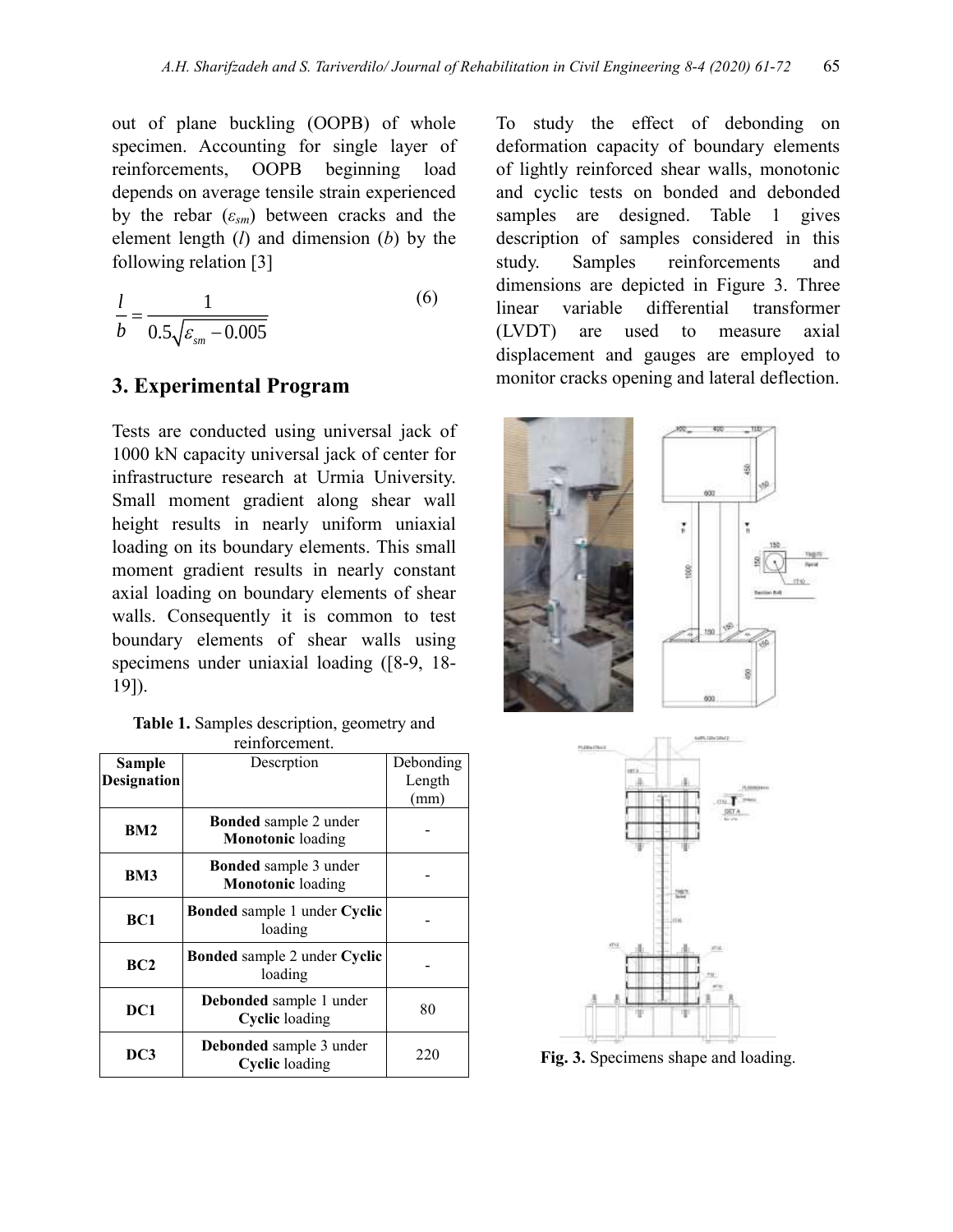out of plane buckling (OOPB) of whole specimen. Accounting for single layer of reinforcements, OOPB beginning load depends on average tensile strain experienced by the rebar ($\varepsilon_{sm}$) between cracks and the element length ($l$) and dimension ($b$) by the following relation [3]

$$\frac{l}{b} = \frac{1}{0.5\sqrt{\varepsilon_{sm} - 0.005}} \tag{6}$$

## 3. Experimental Program

Tests are conducted using universal jack of 1000 kN capacity universal jack of center for infrastructure research at Urmia University. Small moment gradient along shear wall height results in nearly uniform uniaxial loading on its boundary elements. This small moment gradient results in nearly constant axial loading on boundary elements of shear walls. Consequently it is common to test boundary elements of shear walls using specimens under uniaxial loading ([8-9, 18-19]).

**Table 1.** Samples description, geometry and reinforcement.

| Sample Designation | Descrption | Debonding Length (mm) |
|---|---|---|
| **BM2** | **Bonded** sample 2 under **Monotonic** loading | - |
| **BM3** | **Bonded** sample 3 under **Monotonic** loading | - |
| **BC1** | **Bonded** sample 1 under **Cyclic** loading | - |
| **BC2** | **Bonded** sample 2 under **Cyclic** loading | - |
| **DC1** | **Debonded** sample 1 under **Cyclic** loading | 80 |
| **DC3** | **Debonded** sample 3 under **Cyclic** loading | 220 |

To study the effect of debonding on deformation capacity of boundary elements of lightly reinforced shear walls, monotonic and cyclic tests on bonded and debonded samples are designed. Table 1 gives description of samples considered in this study. Samples reinforcements and dimensions are depicted in Figure 3. Three linear variable differential transformer (LVDT) are used to measure axial displacement and gauges are employed to monitor cracks opening and lateral deflection.

**Fig. 3.** Specimens shape and loading.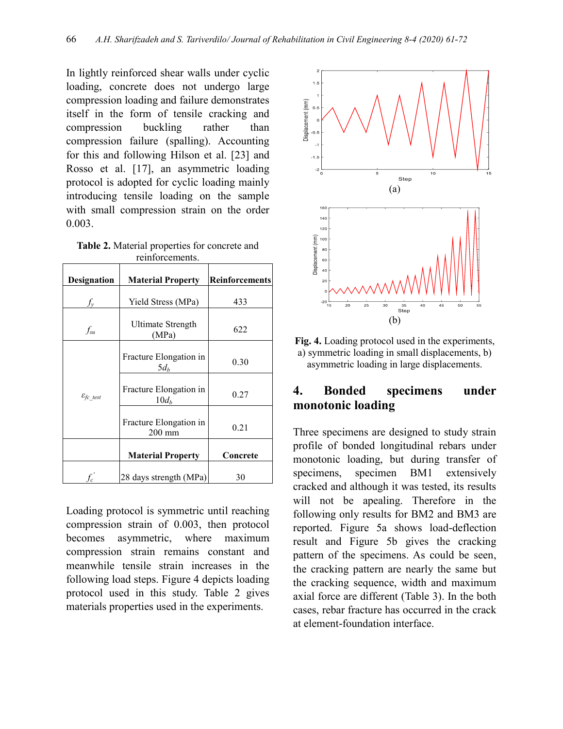In lightly reinforced shear walls under cyclic loading, concrete does not undergo large compression loading and failure demonstrates itself in the form of tensile cracking and compression buckling rather than compression failure (spalling). Accounting for this and following Hilson et al. [23] and Rosso et al. [17], an asymmetric loading protocol is adopted for cyclic loading mainly introducing tensile loading on the sample with small compression strain on the order 0.003.

**Table 2.** Material properties for concrete and reinforcements.

| Designation | Material Property | Reinforcements |
|---|---|---|
| $f_y$ | Yield Stress (MPa) | 433 |
| $f_{su}$ | Ultimate Strength (MPa) | 622 |
| $\varepsilon_{fc\_test}$ | Fracture Elongation in $5d_b$ | 0.30 |
| | Fracture Elongation in $10d_b$ | 0.27 |
| | Fracture Elongation in 200 mm | 0.21 |
| | **Material Property** | **Concrete** |
| $f_c^{'}$ | 28 days strength (MPa) | 30 |

Loading protocol is symmetric until reaching compression strain of 0.003, then protocol becomes asymmetric, where maximum compression strain remains constant and meanwhile tensile strain increases in the following load steps. Figure 4 depicts loading protocol used in this study. Table 2 gives materials properties used in the experiments.

**Fig. 4.** Loading protocol used in the experiments, a) symmetric loading in small displacements, b) asymmetric loading in large displacements.

## 4. Bonded specimens under monotonic loading

Three specimens are designed to study strain profile of bonded longitudinal rebars under monotonic loading, but during transfer of specimens, specimen BM1 extensively cracked and although it was tested, its results will not be apealing. Therefore in the following only results for BM2 and BM3 are reported. Figure 5a shows load-deflection result and Figure 5b gives the cracking pattern of the specimens. As could be seen, the cracking pattern are nearly the same but the cracking sequence, width and maximum axial force are different (Table 3). In the both cases, rebar fracture has occurred in the crack at element-foundation interface.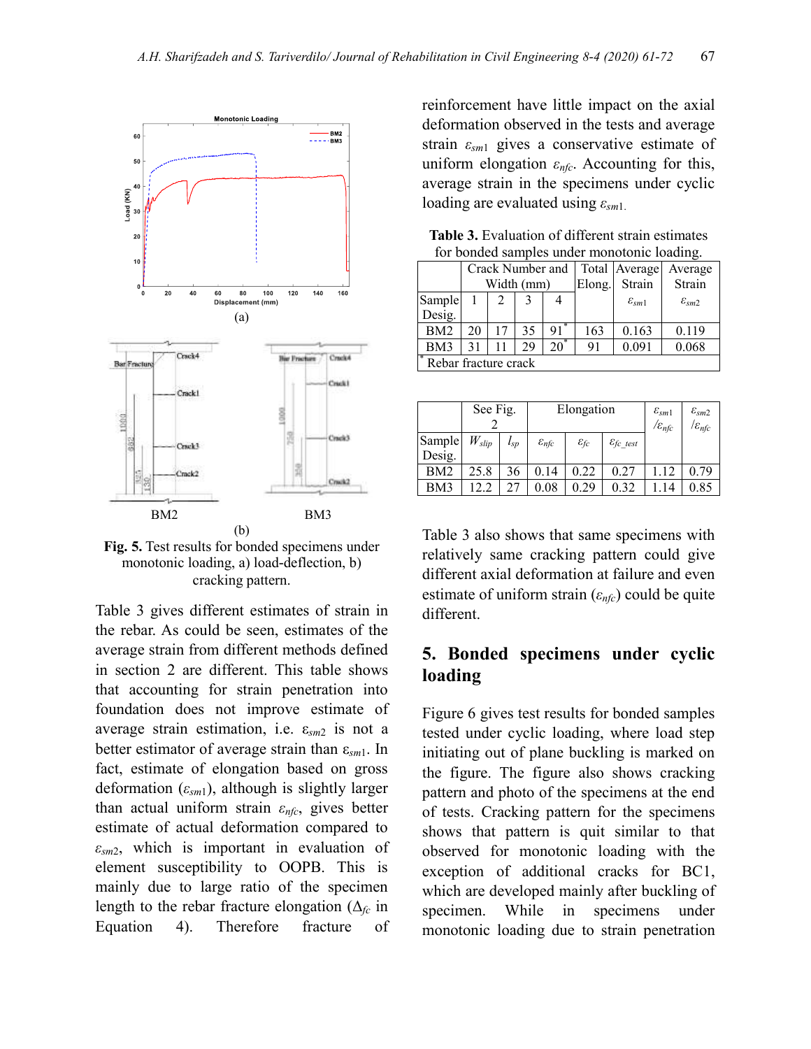Fig. 5. Test results for bonded specimens under monotonic loading, a) load-deflection, b) cracking pattern.

Table 3 gives different estimates of strain in the rebar. As could be seen, estimates of the average strain from different methods defined in section 2 are different. This table shows that accounting for strain penetration into foundation does not improve estimate of average strain estimation, i.e. $\varepsilon_{sm2}$ is not a better estimator of average strain than $\varepsilon_{sm1}$. In fact, estimate of elongation based on gross deformation ($\varepsilon_{sm1}$), although is slightly larger than actual uniform strain $\varepsilon_{nfc}$, gives better estimate of actual deformation compared to $\varepsilon_{sm2}$, which is important in evaluation of element susceptibility to OOPB. This is mainly due to large ratio of the specimen length to the rebar fracture elongation ($\Delta_{fc}$ in Equation 4). Therefore fracture of reinforcement have little impact on the axial deformation observed in the tests and average strain $\varepsilon_{sm1}$ gives a conservative estimate of uniform elongation $\varepsilon_{nfc}$. Accounting for this, average strain in the specimens under cyclic loading are evaluated using $\varepsilon_{sm1}$.

**Table 3.** Evaluation of different strain estimates for bonded samples under monotonic loading.

| | Crack Number and Width (mm) | | | | Total Elong. | Average Strain | Average Strain |
|---|---|---|---|---|---|---|---|
| Sample Desig. | 1 | 2 | 3 | 4 | | $\varepsilon_{sm1}$ | $\varepsilon_{sm2}$ |
| BM2 | 20 | 17 | 35 | 91* | 163 | 0.163 | 0.119 |
| BM3 | 31 | 11 | 29 | 20* | 91 | 0.091 | 0.068 |

\* Rebar fracture crack

| | See Fig. 2 | | Elongation | | | $\varepsilon_{sm1}/\varepsilon_{nfc}$ | $\varepsilon_{sm2}/\varepsilon_{nfc}$ |
|---|---|---|---|---|---|---|---|
| Sample Desig. | $W_{slip}$ | $l_{sp}$ | $\varepsilon_{nfc}$ | $\varepsilon_{fc}$ | $\varepsilon_{fc\_test}$ | | |
| BM2 | 25.8 | 36 | 0.14 | 0.22 | 0.27 | 1.12 | 0.79 |
| BM3 | 12.2 | 27 | 0.08 | 0.29 | 0.32 | 1.14 | 0.85 |

Table 3 also shows that same specimens with relatively same cracking pattern could give different axial deformation at failure and even estimate of uniform strain ($\varepsilon_{nfc}$) could be quite different.

## 5. Bonded specimens under cyclic loading

Figure 6 gives test results for bonded samples tested under cyclic loading, where load step initiating out of plane buckling is marked on the figure. The figure also shows cracking pattern and photo of the specimens at the end of tests. Cracking pattern for the specimens shows that pattern is quit similar to that observed for monotonic loading with the exception of additional cracks for BC1, which are developed mainly after buckling of specimen. While in specimens under monotonic loading due to strain penetration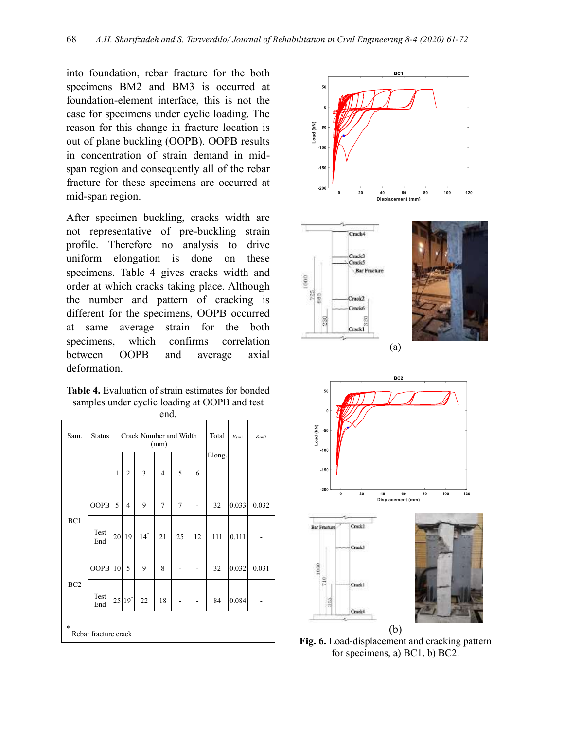into foundation, rebar fracture for the both specimens BM2 and BM3 is occurred at foundation-element interface, this is not the case for specimens under cyclic loading. The reason for this change in fracture location is out of plane buckling (OOPB). OOPB results in concentration of strain demand in mid-span region and consequently all of the rebar fracture for these specimens are occurred at mid-span region.

After specimen buckling, cracks width are not representative of pre-buckling strain profile. Therefore no analysis to drive uniform elongation is done on these specimens. Table 4 gives cracks width and order at which cracks taking place. Although the number and pattern of cracking is different for the specimens, OOPB occurred at same average strain for the both specimens, which confirms correlation between OOPB and average axial deformation.

**Table 4.** Evaluation of strain estimates for bonded samples under cyclic loading at OOPB and test end.

| Sam. | Status | Crack Number and Width (mm) | | | | | | Total Elong. | $\varepsilon_{sm1}$ | $\varepsilon_{sm2}$ |
|---|---|---|---|---|---|---|---|---|---|---|
| | | 1 | 2 | 3 | 4 | 5 | 6 | | | |
| BC1 | OOPB | 5 | 4 | 9 | 7 | 7 | - | 32 | 0.033 | 0.032 |
| | Test End | 20 | 19 | 14* | 21 | 25 | 12 | 111 | 0.111 | - |
| BC2 | OOPB | 10 | 5 | 9 | 8 | - | - | 32 | 0.032 | 0.031 |
| | Test End | 25 | 19* | 22 | 18 | - | - | 84 | 0.084 | - |

\* Rebar fracture crack

**Fig. 6.** Load-displacement and cracking pattern for specimens, a) BC1, b) BC2.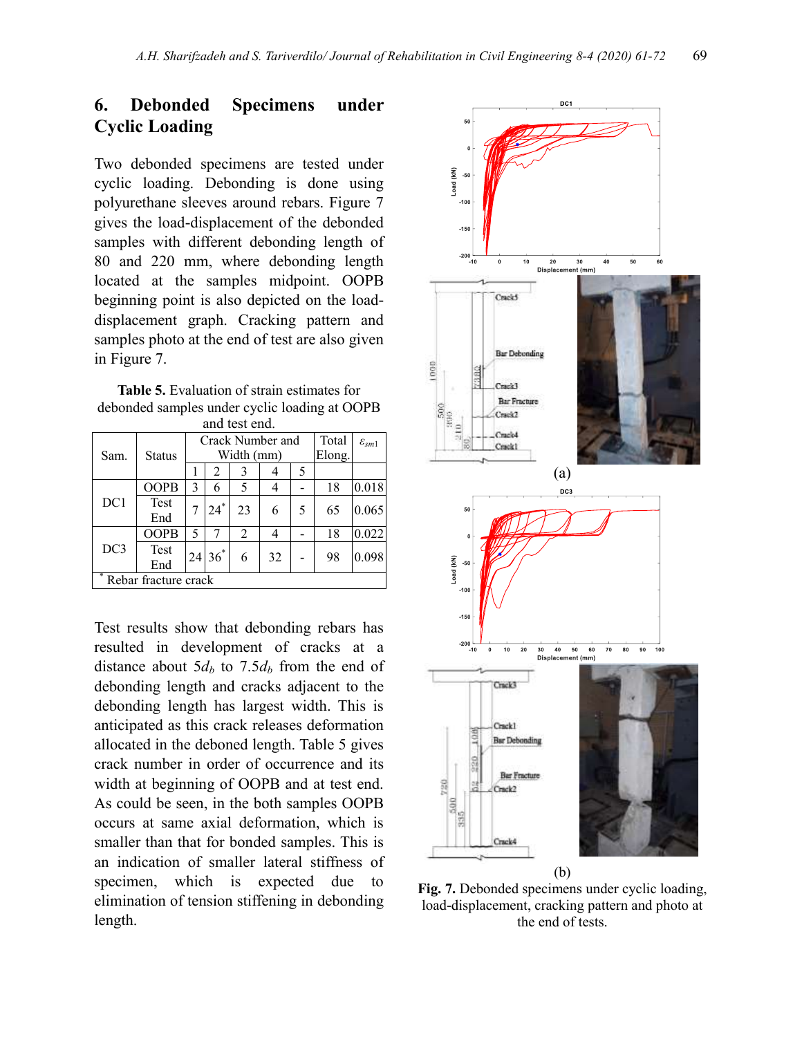## 6. Debonded Specimens under Cyclic Loading

Two debonded specimens are tested under cyclic loading. Debonding is done using polyurethane sleeves around rebars. Figure 7 gives the load-displacement of the debonded samples with different debonding length of 80 and 220 mm, where debonding length located at the samples midpoint. OOPB beginning point is also depicted on the load-displacement graph. Cracking pattern and samples photo at the end of test are also given in Figure 7.

**Table 5.** Evaluation of strain estimates for debonded samples under cyclic loading at OOPB and test end.

| Sam. | Status | Crack Number and Width (mm) | | | | | Total Elong. | $\varepsilon_{sm1}$ |
|---|---|---|---|---|---|---|---|---|
| | | 1 | 2 | 3 | 4 | 5 | | |
| DC1 | OOPB | 3 | 6 | 5 | 4 | - | 18 | 0.018 |
| | Test End | 7 | 24* | 23 | 6 | 5 | 65 | 0.065 |
| DC3 | OOPB | 5 | 7 | 2 | 4 | - | 18 | 0.022 |
| | Test End | 24 | 36* | 6 | 32 | - | 98 | 0.098 |

\* Rebar fracture crack

Test results show that debonding rebars has resulted in development of cracks at a distance about $5d_b$ to $7.5d_b$ from the end of debonding length and cracks adjacent to the debonding length has largest width. This is anticipated as this crack releases deformation allocated in the deboned length. Table 5 gives crack number in order of occurrence and its width at beginning of OOPB and at test end. As could be seen, in the both samples OOPB occurs at same axial deformation, which is smaller than that for bonded samples. This is an indication of smaller lateral stiffness of specimen, which is expected due to elimination of tension stiffening in debonding length.

(a)

(b)

**Fig. 7.** Debonded specimens under cyclic loading, load-displacement, cracking pattern and photo at the end of tests.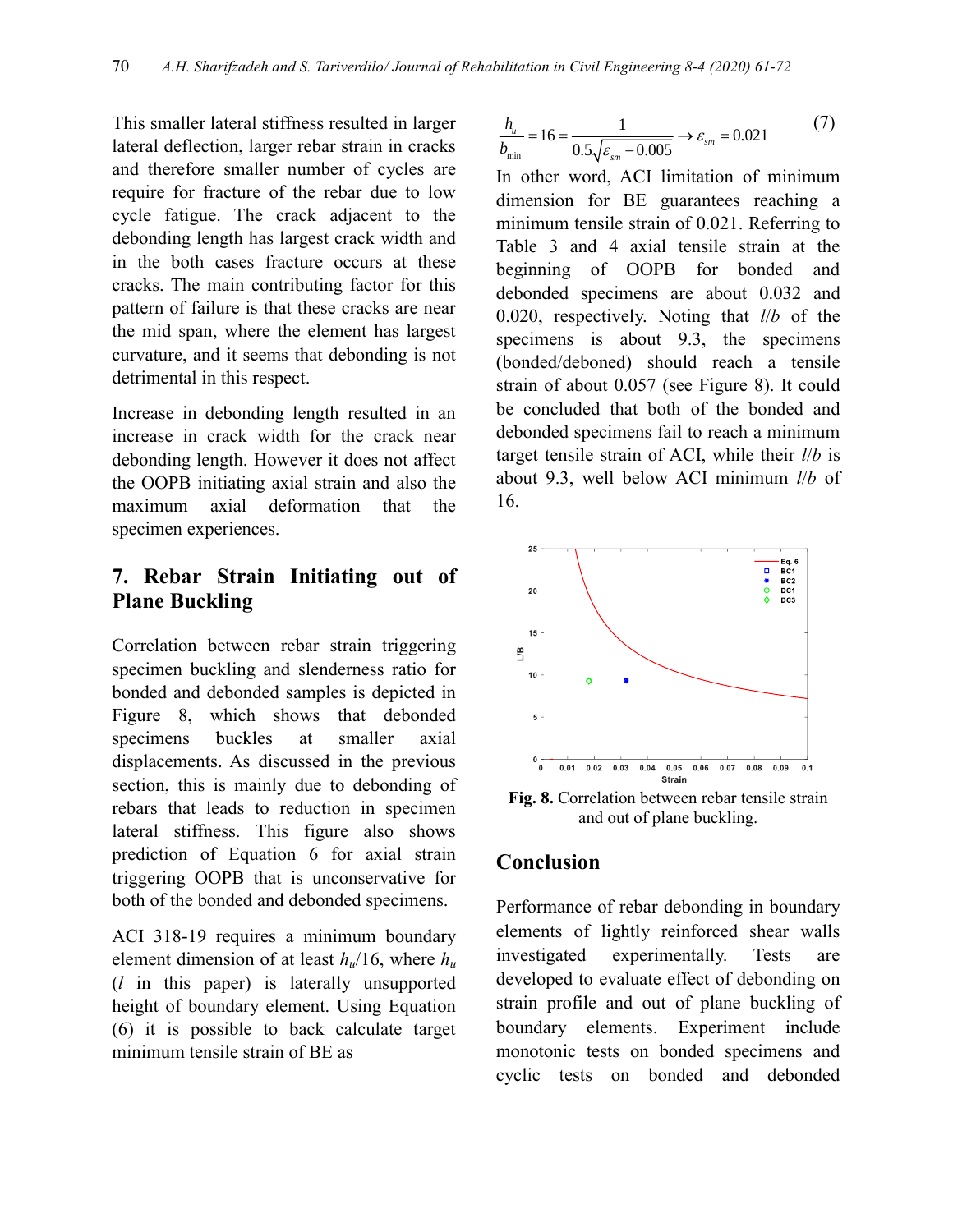This smaller lateral stiffness resulted in larger lateral deflection, larger rebar strain in cracks and therefore smaller number of cycles are require for fracture of the rebar due to low cycle fatigue. The crack adjacent to the debonding length has largest crack width and in the both cases fracture occurs at these cracks. The main contributing factor for this pattern of failure is that these cracks are near the mid span, where the element has largest curvature, and it seems that debonding is not detrimental in this respect.

Increase in debonding length resulted in an increase in crack width for the crack near debonding length. However it does not affect the OOPB initiating axial strain and also the maximum axial deformation that the specimen experiences.

## 7. Rebar Strain Initiating out of Plane Buckling

Correlation between rebar strain triggering specimen buckling and slenderness ratio for bonded and debonded samples is depicted in Figure 8, which shows that debonded specimens buckles at smaller axial displacements. As discussed in the previous section, this is mainly due to debonding of rebars that leads to reduction in specimen lateral stiffness. This figure also shows prediction of Equation 6 for axial strain triggering OOPB that is unconservative for both of the bonded and debonded specimens.

ACI 318-19 requires a minimum boundary element dimension of at least $h_u/16$, where $h_u$ ($l$ in this paper) is laterally unsupported height of boundary element. Using Equation (6) it is possible to back calculate target minimum tensile strain of BE as

$$\frac{h_u}{b_{min}} = 16 = \frac{1}{0.5\sqrt{\varepsilon_{sm} - 0.005}} \rightarrow \varepsilon_{sm} = 0.021 \tag{7}$$

In other word, ACI limitation of minimum dimension for BE guarantees reaching a minimum tensile strain of 0.021. Referring to Table 3 and 4 axial tensile strain at the beginning of OOPB for bonded and debonded specimens are about 0.032 and 0.020, respectively. Noting that $l/b$ of the specimens is about 9.3, the specimens (bonded/deboned) should reach a tensile strain of about 0.057 (see Figure 8). It could be concluded that both of the bonded and debonded specimens fail to reach a minimum target tensile strain of ACI, while their $l/b$ is about 9.3, well below ACI minimum $l/b$ of 16.

**Fig. 8.** Correlation between rebar tensile strain and out of plane buckling.

## Conclusion

Performance of rebar debonding in boundary elements of lightly reinforced shear walls investigated experimentally. Tests are developed to evaluate effect of debonding on strain profile and out of plane buckling of boundary elements. Experiment include monotonic tests on bonded specimens and cyclic tests on bonded and debonded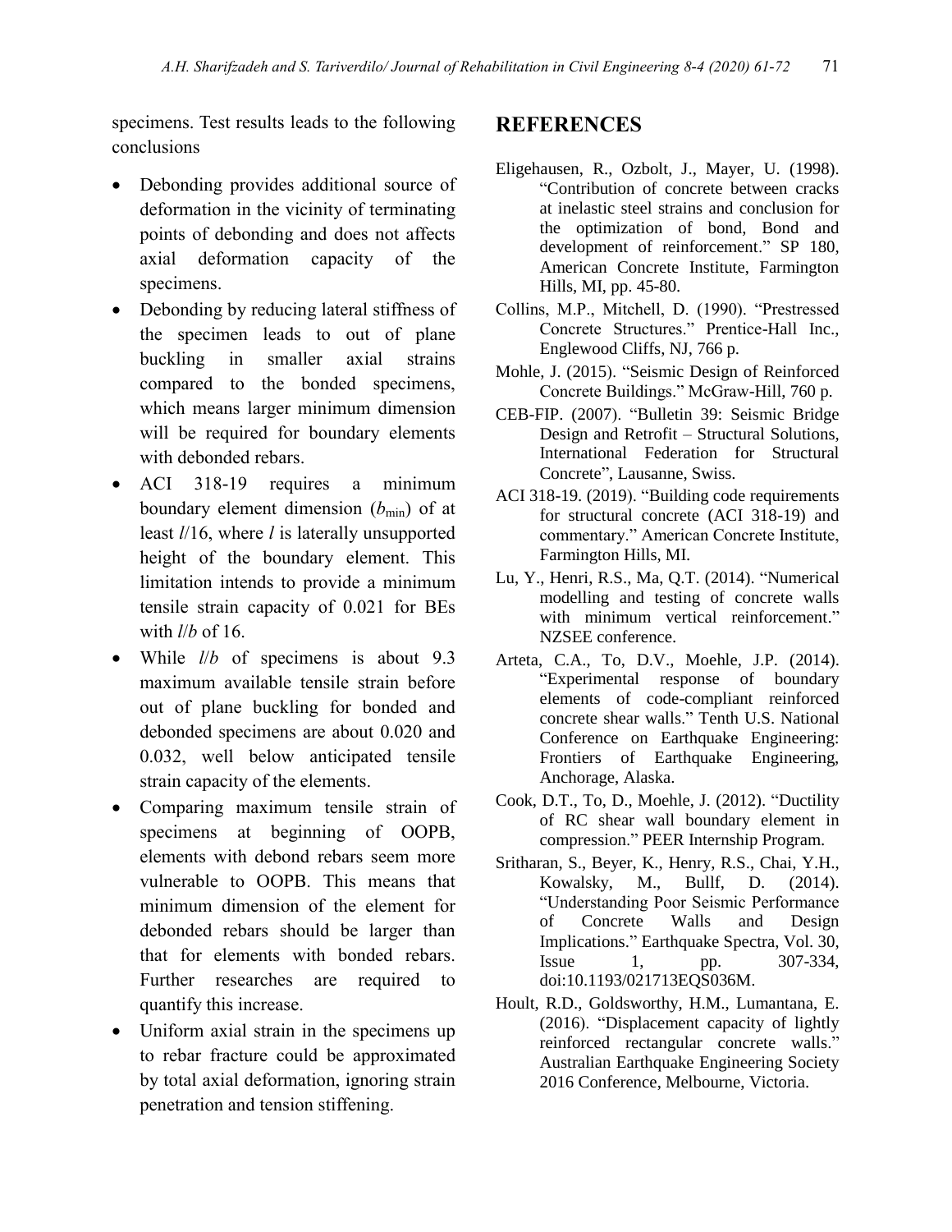specimens. Test results leads to the following conclusions

- Debonding provides additional source of deformation in the vicinity of terminating points of debonding and does not affects axial deformation capacity of the specimens.
- Debonding by reducing lateral stiffness of the specimen leads to out of plane buckling in smaller axial strains compared to the bonded specimens, which means larger minimum dimension will be required for boundary elements with debonded rebars.
- ACI 318-19 requires a minimum boundary element dimension ($b_{min}$) of at least $l/16$, where $l$ is laterally unsupported height of the boundary element. This limitation intends to provide a minimum tensile strain capacity of 0.021 for BEs with $l/b$ of 16.
- While $l/b$ of specimens is about 9.3 maximum available tensile strain before out of plane buckling for bonded and debonded specimens are about 0.020 and 0.032, well below anticipated tensile strain capacity of the elements.
- Comparing maximum tensile strain of specimens at beginning of OOPB, elements with debond rebars seem more vulnerable to OOPB. This means that minimum dimension of the element for debonded rebars should be larger than that for elements with bonded rebars. Further researches are required to quantify this increase.
- Uniform axial strain in the specimens up to rebar fracture could be approximated by total axial deformation, ignoring strain penetration and tension stiffening.

## REFERENCES

Eligehausen, R., Ozbolt, J., Mayer, U. (1998). "Contribution of concrete between cracks at inelastic steel strains and conclusion for the optimization of bond, Bond and development of reinforcement." SP 180, American Concrete Institute, Farmington Hills, MI, pp. 45-80.

Collins, M.P., Mitchell, D. (1990). "Prestressed Concrete Structures." Prentice-Hall Inc., Englewood Cliffs, NJ, 766 p.

Mohle, J. (2015). "Seismic Design of Reinforced Concrete Buildings." McGraw-Hill, 760 p.

CEB-FIP. (2007). "Bulletin 39: Seismic Bridge Design and Retrofit – Structural Solutions, International Federation for Structural Concrete", Lausanne, Swiss.

ACI 318-19. (2019). "Building code requirements for structural concrete (ACI 318-19) and commentary." American Concrete Institute, Farmington Hills, MI.

Lu, Y., Henri, R.S., Ma, Q.T. (2014). "Numerical modelling and testing of concrete walls with minimum vertical reinforcement." NZSEE conference.

Arteta, C.A., To, D.V., Moehle, J.P. (2014). "Experimental response of boundary elements of code-compliant reinforced concrete shear walls." Tenth U.S. National Conference on Earthquake Engineering: Frontiers of Earthquake Engineering, Anchorage, Alaska.

Cook, D.T., To, D., Moehle, J. (2012). "Ductility of RC shear wall boundary element in compression." PEER Internship Program.

Sritharan, S., Beyer, K., Henry, R.S., Chai, Y.H., Kowalsky, M., Bullf, D. (2014). "Understanding Poor Seismic Performance of Concrete Walls and Design Implications." Earthquake Spectra, Vol. 30, Issue 1, pp. 307-334, doi:10.1193/021713EQS036M.

Hoult, R.D., Goldsworthy, H.M., Lumantana, E. (2016). "Displacement capacity of lightly reinforced rectangular concrete walls." Australian Earthquake Engineering Society 2016 Conference, Melbourne, Victoria.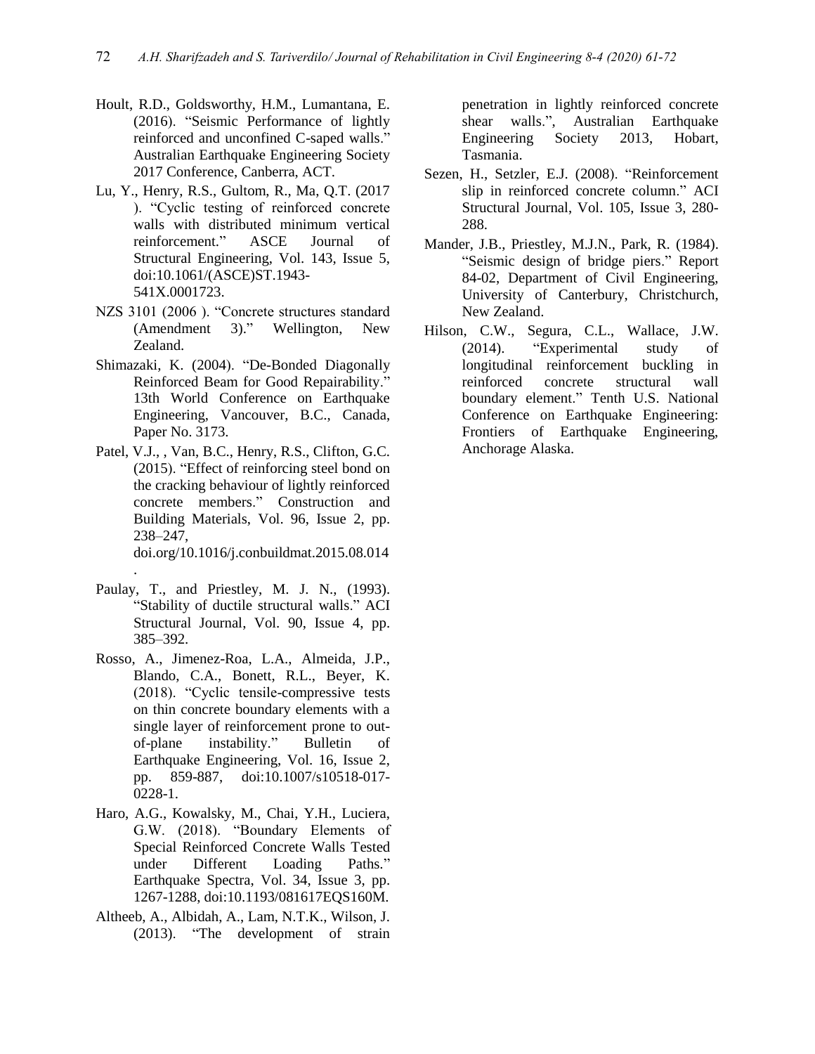Hoult, R.D., Goldsworthy, H.M., Lumantana, E. (2016). "Seismic Performance of lightly reinforced and unconfined C-saped walls." Australian Earthquake Engineering Society 2017 Conference, Canberra, ACT.

Lu, Y., Henry, R.S., Gultom, R., Ma, Q.T. (2017 ). "Cyclic testing of reinforced concrete walls with distributed minimum vertical reinforcement." ASCE Journal of Structural Engineering, Vol. 143, Issue 5, doi:10.1061/(ASCE)ST.1943-541X.0001723.

NZS 3101 (2006 ). "Concrete structures standard (Amendment 3)." Wellington, New Zealand.

Shimazaki, K. (2004). "De-Bonded Diagonally Reinforced Beam for Good Repairability." 13th World Conference on Earthquake Engineering, Vancouver, B.C., Canada, Paper No. 3173.

Patel, V.J., , Van, B.C., Henry, R.S., Clifton, G.C. (2015). "Effect of reinforcing steel bond on the cracking behaviour of lightly reinforced concrete members." Construction and Building Materials, Vol. 96, Issue 2, pp. 238–247, doi.org/10.1016/j.conbuildmat.2015.08.014 .

Paulay, T., and Priestley, M. J. N., (1993). "Stability of ductile structural walls." ACI Structural Journal, Vol. 90, Issue 4, pp. 385–392.

Rosso, A., Jimenez-Roa, L.A., Almeida, J.P., Blando, C.A., Bonett, R.L., Beyer, K. (2018). "Cyclic tensile-compressive tests on thin concrete boundary elements with a single layer of reinforcement prone to out-of-plane instability." Bulletin of Earthquake Engineering, Vol. 16, Issue 2, pp. 859-887, doi:10.1007/s10518-017-0228-1.

Haro, A.G., Kowalsky, M., Chai, Y.H., Luciera, G.W. (2018). "Boundary Elements of Special Reinforced Concrete Walls Tested under Different Loading Paths." Earthquake Spectra, Vol. 34, Issue 3, pp. 1267-1288, doi:10.1193/081617EQS160M.

Altheeb, A., Albidah, A., Lam, N.T.K., Wilson, J. (2013). "The development of strain penetration in lightly reinforced concrete shear walls.", Australian Earthquake Engineering Society 2013, Hobart, Tasmania.

Sezen, H., Setzler, E.J. (2008). "Reinforcement slip in reinforced concrete column." ACI Structural Journal, Vol. 105, Issue 3, 280-288.

Mander, J.B., Priestley, M.J.N., Park, R. (1984). "Seismic design of bridge piers." Report 84-02, Department of Civil Engineering, University of Canterbury, Christchurch, New Zealand.

Hilson, C.W., Segura, C.L., Wallace, J.W. (2014). "Experimental study of longitudinal reinforcement buckling in reinforced concrete structural wall boundary element." Tenth U.S. National Conference on Earthquake Engineering: Frontiers of Earthquake Engineering, Anchorage Alaska.